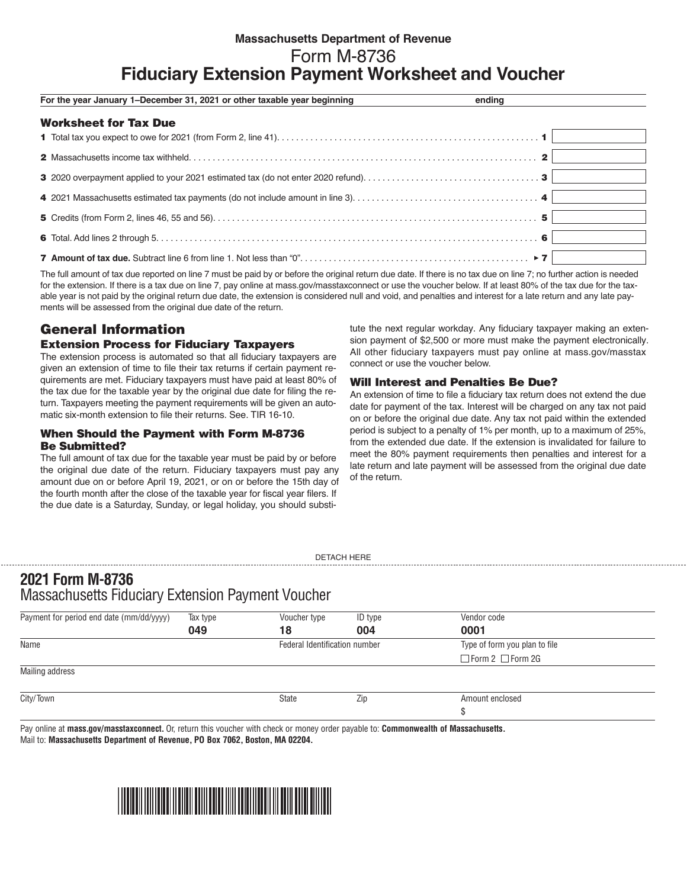Massachusetts Department of Revenue

# Form M-8736
# Fiduciary Extension Payment Worksheet and Voucher

**For the year January 1–December 31, 2021 or other taxable year beginning ______ ending ______**

## Worksheet for Tax Due

| | | |
|---|---|---|
| **1** Total tax you expect to owe for 2021 (from Form 2, line 41) | **1** | |
| **2** Massachusetts income tax withheld | **2** | |
| **3** 2020 overpayment applied to your 2021 estimated tax (do not enter 2020 refund) | **3** | |
| **4** 2021 Massachusetts estimated tax payments (do not include amount in line 3) | **4** | |
| **5** Credits (from Form 2, lines 46, 55 and 56) | **5** | |
| **6** Total. Add lines 2 through 5 | **6** | |
| **7 Amount of tax due.** Subtract line 6 from line 1. Not less than "0" | ▸ **7** | |

The full amount of tax due reported on line 7 must be paid by or before the original return due date. If there is no tax due on line 7; no further action is needed for the extension. If there is a tax due on line 7, pay online at mass.gov/masstaxconnect or use the voucher below. If at least 80% of the tax due for the taxable year is not paid by the original return due date, the extension is considered null and void, and penalties and interest for a late return and any late payments will be assessed from the original due date of the return.

## General Information

### Extension Process for Fiduciary Taxpayers

The extension process is automated so that all fiduciary taxpayers are given an extension of time to file their tax returns if certain payment requirements are met. Fiduciary taxpayers must have paid at least 80% of the tax due for the taxable year by the original due date for filing the return. Taxpayers meeting the payment requirements will be given an automatic six-month extension to file their returns. See. TIR 16-10.

### When Should the Payment with Form M-8736 Be Submitted?

The full amount of tax due for the taxable year must be paid by or before the original due date of the return. Fiduciary taxpayers must pay any amount due on or before April 19, 2021, or on or before the 15th day of the fourth month after the close of the taxable year for fiscal year filers. If the due date is a Saturday, Sunday, or legal holiday, you should substitute the next regular workday. Any fiduciary taxpayer making an extension payment of $2,500 or more must make the payment electronically. All other fiduciary taxpayers must pay online at mass.gov/masstax connect or use the voucher below.

### Will Interest and Penalties Be Due?

An extension of time to file a fiduciary tax return does not extend the due date for payment of the tax. Interest will be charged on any tax not paid on or before the original due date. Any tax not paid within the extended period is subject to a penalty of 1% per month, up to a maximum of 25%, from the extended due date. If the extension is invalidated for failure to meet the 80% payment requirements then penalties and interest for a late return and late payment will be assessed from the original due date of the return.

DETACH HERE

## 2021 Form M-8736
Massachusetts Fiduciary Extension Payment Voucher

| Payment for period end date (mm/dd/yyyy) | Tax type | Voucher type | ID type | Vendor code |
|---|---|---|---|---|
| | **049** | **18** | **004** | **0001** |

| Name | Federal Identification number | Type of form you plan to file |
|---|---|---|
| | | ☐ Form 2 ☐ Form 2G |

Mailing address

| City/Town | State | Zip | Amount enclosed |
|---|---|---|---|
| | | | $ |

Pay online at **mass.gov/masstaxconnect.** Or, return this voucher with check or money order payable to: **Commonwealth of Massachusetts.**
Mail to: **Massachusetts Department of Revenue, PO Box 7062, Boston, MA 02204.**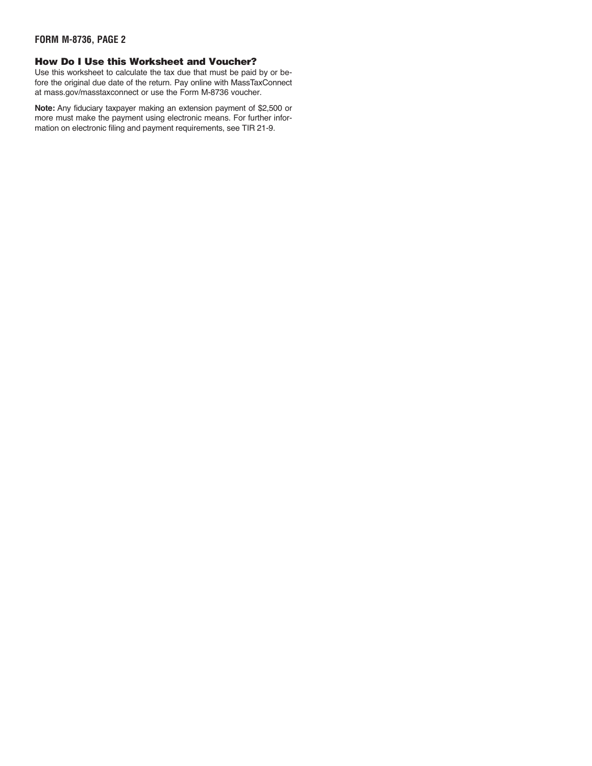## How Do I Use this Worksheet and Voucher?

Use this worksheet to calculate the tax due that must be paid by or before the original due date of the return. Pay online with MassTaxConnect at mass.gov/masstaxconnect or use the Form M-8736 voucher.

**Note:** Any fiduciary taxpayer making an extension payment of $2,500 or more must make the payment using electronic means. For further information on electronic filing and payment requirements, see TIR 21-9.